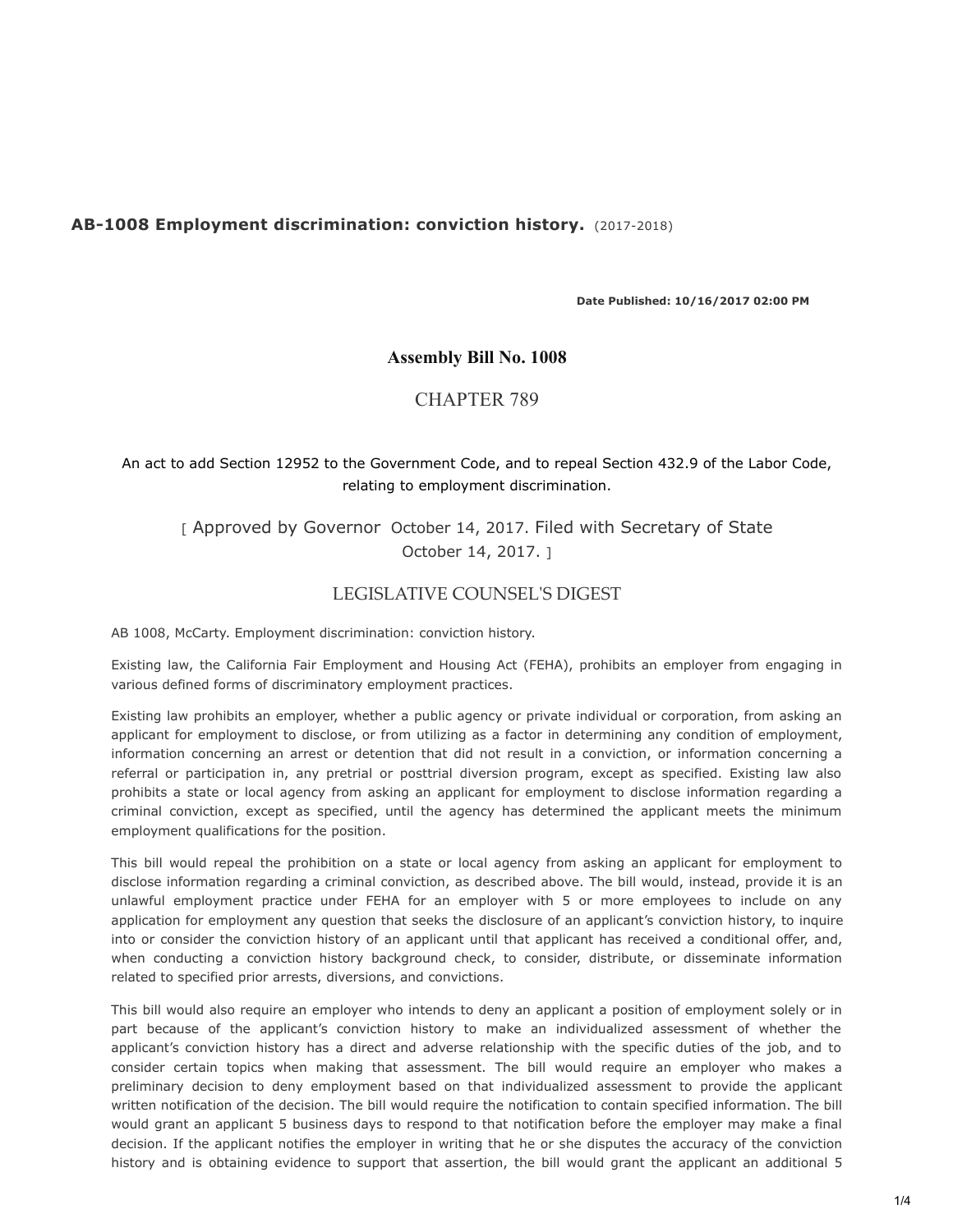**AB-1008 Employment discrimination: conviction history.** (2017-2018)

**Date Published: 10/16/2017 02:00 PM**

## Assembly Bill No. 1008

## CHAPTER 789

An act to add Section 12952 to the Government Code, and to repeal Section 432.9 of the Labor Code, relating to employment discrimination.

[ Approved by Governor October 14, 2017. Filed with Secretary of State October 14, 2017. ]

## LEGISLATIVE COUNSEL'S DIGEST

AB 1008, McCarty. Employment discrimination: conviction history.

Existing law, the California Fair Employment and Housing Act (FEHA), prohibits an employer from engaging in various defined forms of discriminatory employment practices.

Existing law prohibits an employer, whether a public agency or private individual or corporation, from asking an applicant for employment to disclose, or from utilizing as a factor in determining any condition of employment, information concerning an arrest or detention that did not result in a conviction, or information concerning a referral or participation in, any pretrial or posttrial diversion program, except as specified. Existing law also prohibits a state or local agency from asking an applicant for employment to disclose information regarding a criminal conviction, except as specified, until the agency has determined the applicant meets the minimum employment qualifications for the position.

This bill would repeal the prohibition on a state or local agency from asking an applicant for employment to disclose information regarding a criminal conviction, as described above. The bill would, instead, provide it is an unlawful employment practice under FEHA for an employer with 5 or more employees to include on any application for employment any question that seeks the disclosure of an applicant's conviction history, to inquire into or consider the conviction history of an applicant until that applicant has received a conditional offer, and, when conducting a conviction history background check, to consider, distribute, or disseminate information related to specified prior arrests, diversions, and convictions.

This bill would also require an employer who intends to deny an applicant a position of employment solely or in part because of the applicant's conviction history to make an individualized assessment of whether the applicant's conviction history has a direct and adverse relationship with the specific duties of the job, and to consider certain topics when making that assessment. The bill would require an employer who makes a preliminary decision to deny employment based on that individualized assessment to provide the applicant written notification of the decision. The bill would require the notification to contain specified information. The bill would grant an applicant 5 business days to respond to that notification before the employer may make a final decision. If the applicant notifies the employer in writing that he or she disputes the accuracy of the conviction history and is obtaining evidence to support that assertion, the bill would grant the applicant an additional 5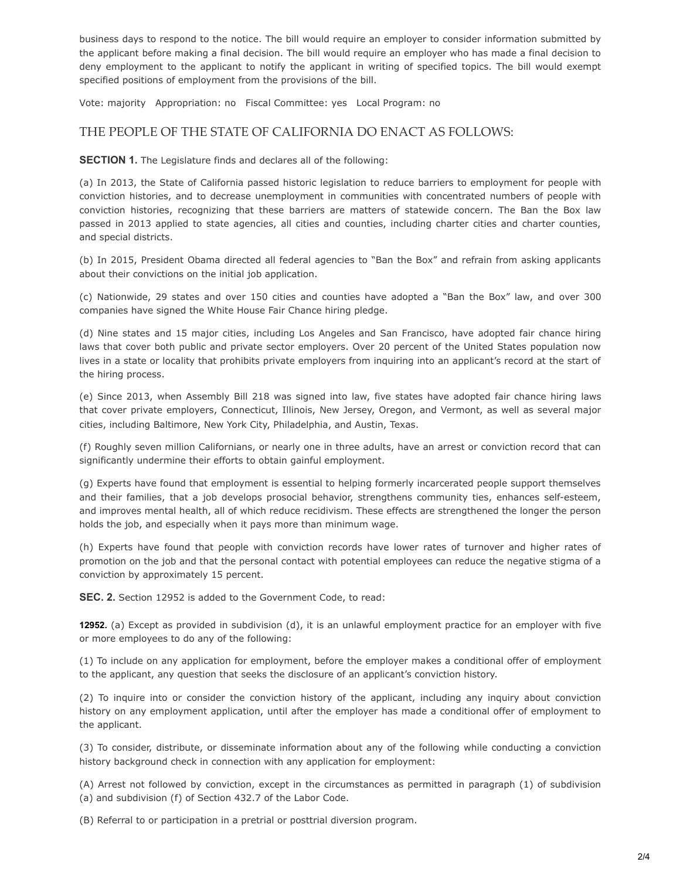business days to respond to the notice. The bill would require an employer to consider information submitted by the applicant before making a final decision. The bill would require an employer who has made a final decision to deny employment to the applicant to notify the applicant in writing of specified topics. The bill would exempt specified positions of employment from the provisions of the bill.

Vote: majority Appropriation: no Fiscal Committee: yes Local Program: no

## THE PEOPLE OF THE STATE OF CALIFORNIA DO ENACT AS FOLLOWS:

**SECTION 1.** The Legislature finds and declares all of the following:

(a) In 2013, the State of California passed historic legislation to reduce barriers to employment for people with conviction histories, and to decrease unemployment in communities with concentrated numbers of people with conviction histories, recognizing that these barriers are matters of statewide concern. The Ban the Box law passed in 2013 applied to state agencies, all cities and counties, including charter cities and charter counties, and special districts.

(b) In 2015, President Obama directed all federal agencies to "Ban the Box" and refrain from asking applicants about their convictions on the initial job application.

(c) Nationwide, 29 states and over 150 cities and counties have adopted a "Ban the Box" law, and over 300 companies have signed the White House Fair Chance hiring pledge.

(d) Nine states and 15 major cities, including Los Angeles and San Francisco, have adopted fair chance hiring laws that cover both public and private sector employers. Over 20 percent of the United States population now lives in a state or locality that prohibits private employers from inquiring into an applicant's record at the start of the hiring process.

(e) Since 2013, when Assembly Bill 218 was signed into law, five states have adopted fair chance hiring laws that cover private employers, Connecticut, Illinois, New Jersey, Oregon, and Vermont, as well as several major cities, including Baltimore, New York City, Philadelphia, and Austin, Texas.

(f) Roughly seven million Californians, or nearly one in three adults, have an arrest or conviction record that can significantly undermine their efforts to obtain gainful employment.

(g) Experts have found that employment is essential to helping formerly incarcerated people support themselves and their families, that a job develops prosocial behavior, strengthens community ties, enhances self-esteem, and improves mental health, all of which reduce recidivism. These effects are strengthened the longer the person holds the job, and especially when it pays more than minimum wage.

(h) Experts have found that people with conviction records have lower rates of turnover and higher rates of promotion on the job and that the personal contact with potential employees can reduce the negative stigma of a conviction by approximately 15 percent.

**SEC. 2.** Section 12952 is added to the Government Code, to read:

**12952.** (a) Except as provided in subdivision (d), it is an unlawful employment practice for an employer with five or more employees to do any of the following:

(1) To include on any application for employment, before the employer makes a conditional offer of employment to the applicant, any question that seeks the disclosure of an applicant's conviction history.

(2) To inquire into or consider the conviction history of the applicant, including any inquiry about conviction history on any employment application, until after the employer has made a conditional offer of employment to the applicant.

(3) To consider, distribute, or disseminate information about any of the following while conducting a conviction history background check in connection with any application for employment:

(A) Arrest not followed by conviction, except in the circumstances as permitted in paragraph (1) of subdivision (a) and subdivision (f) of Section 432.7 of the Labor Code.

(B) Referral to or participation in a pretrial or posttrial diversion program.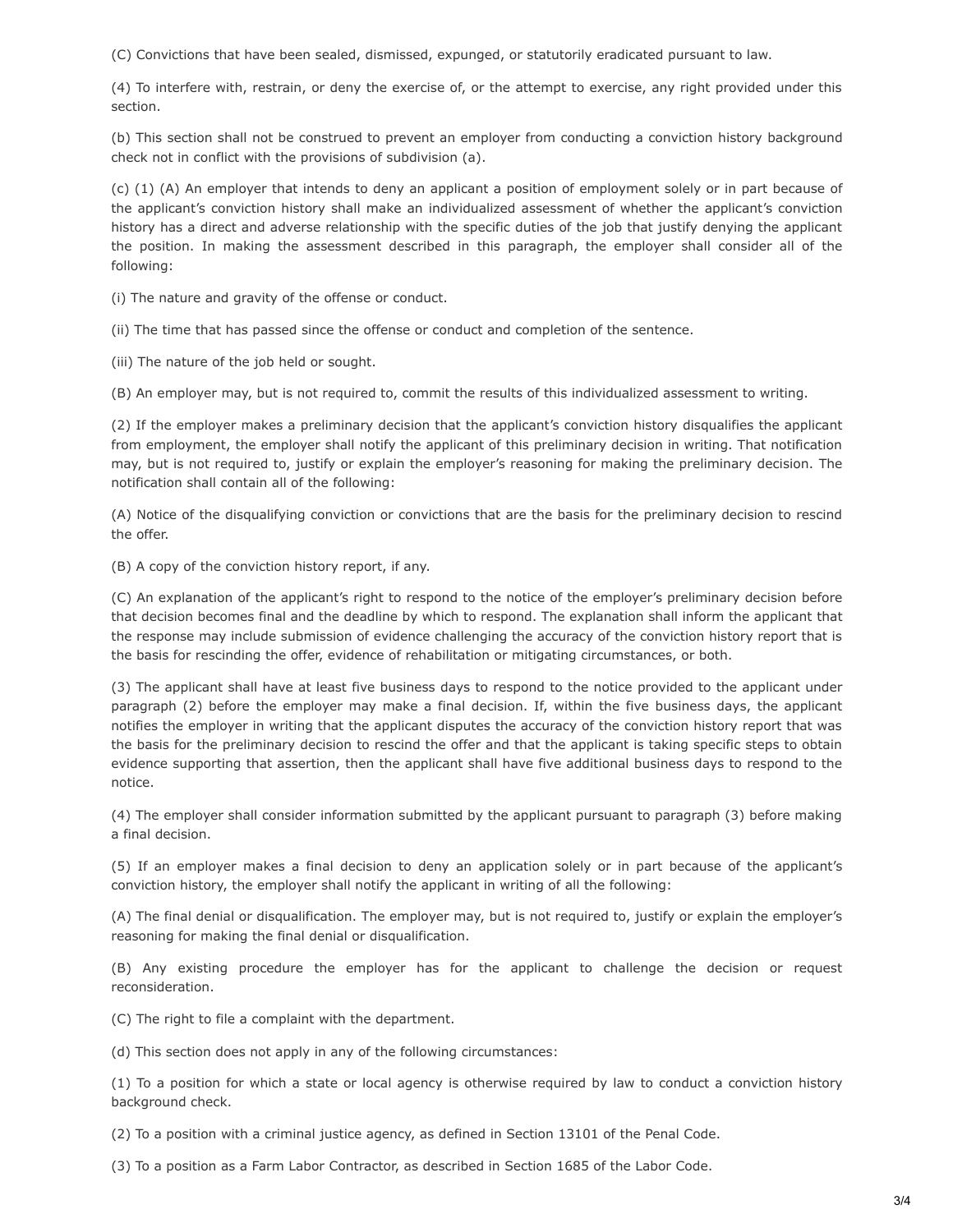(C) Convictions that have been sealed, dismissed, expunged, or statutorily eradicated pursuant to law.

(4) To interfere with, restrain, or deny the exercise of, or the attempt to exercise, any right provided under this section.

(b) This section shall not be construed to prevent an employer from conducting a conviction history background check not in conflict with the provisions of subdivision (a).

(c) (1) (A) An employer that intends to deny an applicant a position of employment solely or in part because of the applicant's conviction history shall make an individualized assessment of whether the applicant's conviction history has a direct and adverse relationship with the specific duties of the job that justify denying the applicant the position. In making the assessment described in this paragraph, the employer shall consider all of the following:

(i) The nature and gravity of the offense or conduct.

(ii) The time that has passed since the offense or conduct and completion of the sentence.

(iii) The nature of the job held or sought.

(B) An employer may, but is not required to, commit the results of this individualized assessment to writing.

(2) If the employer makes a preliminary decision that the applicant's conviction history disqualifies the applicant from employment, the employer shall notify the applicant of this preliminary decision in writing. That notification may, but is not required to, justify or explain the employer's reasoning for making the preliminary decision. The notification shall contain all of the following:

(A) Notice of the disqualifying conviction or convictions that are the basis for the preliminary decision to rescind the offer.

(B) A copy of the conviction history report, if any.

(C) An explanation of the applicant's right to respond to the notice of the employer's preliminary decision before that decision becomes final and the deadline by which to respond. The explanation shall inform the applicant that the response may include submission of evidence challenging the accuracy of the conviction history report that is the basis for rescinding the offer, evidence of rehabilitation or mitigating circumstances, or both.

(3) The applicant shall have at least five business days to respond to the notice provided to the applicant under paragraph (2) before the employer may make a final decision. If, within the five business days, the applicant notifies the employer in writing that the applicant disputes the accuracy of the conviction history report that was the basis for the preliminary decision to rescind the offer and that the applicant is taking specific steps to obtain evidence supporting that assertion, then the applicant shall have five additional business days to respond to the notice.

(4) The employer shall consider information submitted by the applicant pursuant to paragraph (3) before making a final decision.

(5) If an employer makes a final decision to deny an application solely or in part because of the applicant's conviction history, the employer shall notify the applicant in writing of all the following:

(A) The final denial or disqualification. The employer may, but is not required to, justify or explain the employer's reasoning for making the final denial or disqualification.

(B) Any existing procedure the employer has for the applicant to challenge the decision or request reconsideration.

(C) The right to file a complaint with the department.

(d) This section does not apply in any of the following circumstances:

(1) To a position for which a state or local agency is otherwise required by law to conduct a conviction history background check.

(2) To a position with a criminal justice agency, as defined in Section 13101 of the Penal Code.

(3) To a position as a Farm Labor Contractor, as described in Section 1685 of the Labor Code.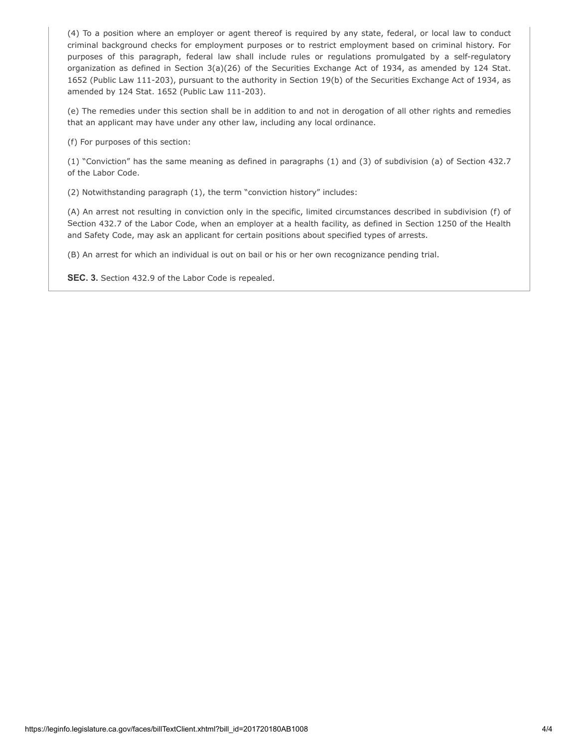(4) To a position where an employer or agent thereof is required by any state, federal, or local law to conduct criminal background checks for employment purposes or to restrict employment based on criminal history. For purposes of this paragraph, federal law shall include rules or regulations promulgated by a self-regulatory organization as defined in Section 3(a)(26) of the Securities Exchange Act of 1934, as amended by 124 Stat. 1652 (Public Law 111-203), pursuant to the authority in Section 19(b) of the Securities Exchange Act of 1934, as amended by 124 Stat. 1652 (Public Law 111-203).

(e) The remedies under this section shall be in addition to and not in derogation of all other rights and remedies that an applicant may have under any other law, including any local ordinance.

(f) For purposes of this section:

(1) "Conviction" has the same meaning as defined in paragraphs (1) and (3) of subdivision (a) of Section 432.7 of the Labor Code.

(2) Notwithstanding paragraph (1), the term "conviction history" includes:

(A) An arrest not resulting in conviction only in the specific, limited circumstances described in subdivision (f) of Section 432.7 of the Labor Code, when an employer at a health facility, as defined in Section 1250 of the Health and Safety Code, may ask an applicant for certain positions about specified types of arrests.

(B) An arrest for which an individual is out on bail or his or her own recognizance pending trial.

**SEC. 3.** Section 432.9 of the Labor Code is repealed.